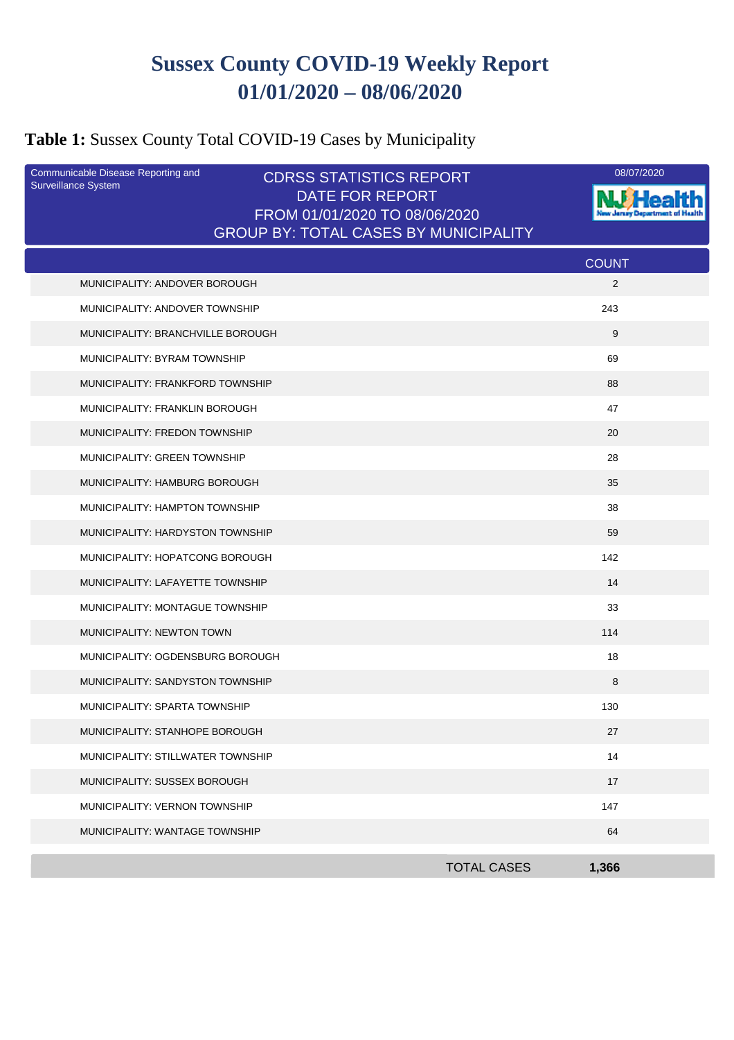# Sussex County COVID-19 Weekly Report
# 01/01/2020 – 08/06/2020

**Table 1:** Sussex County Total COVID-19 Cases by Municipality

Communicable Disease Reporting and Surveillance System

CDRSS STATISTICS REPORT
DATE FOR REPORT
FROM 01/01/2020 TO 08/06/2020
GROUP BY: TOTAL CASES BY MUNICIPALITY

08/07/2020

NJ Health
New Jersey Department of Health

| | COUNT |
|---|---|
| MUNICIPALITY: ANDOVER BOROUGH | 2 |
| MUNICIPALITY: ANDOVER TOWNSHIP | 243 |
| MUNICIPALITY: BRANCHVILLE BOROUGH | 9 |
| MUNICIPALITY: BYRAM TOWNSHIP | 69 |
| MUNICIPALITY: FRANKFORD TOWNSHIP | 88 |
| MUNICIPALITY: FRANKLIN BOROUGH | 47 |
| MUNICIPALITY: FREDON TOWNSHIP | 20 |
| MUNICIPALITY: GREEN TOWNSHIP | 28 |
| MUNICIPALITY: HAMBURG BOROUGH | 35 |
| MUNICIPALITY: HAMPTON TOWNSHIP | 38 |
| MUNICIPALITY: HARDYSTON TOWNSHIP | 59 |
| MUNICIPALITY: HOPATCONG BOROUGH | 142 |
| MUNICIPALITY: LAFAYETTE TOWNSHIP | 14 |
| MUNICIPALITY: MONTAGUE TOWNSHIP | 33 |
| MUNICIPALITY: NEWTON TOWN | 114 |
| MUNICIPALITY: OGDENSBURG BOROUGH | 18 |
| MUNICIPALITY: SANDYSTON TOWNSHIP | 8 |
| MUNICIPALITY: SPARTA TOWNSHIP | 130 |
| MUNICIPALITY: STANHOPE BOROUGH | 27 |
| MUNICIPALITY: STILLWATER TOWNSHIP | 14 |
| MUNICIPALITY: SUSSEX BOROUGH | 17 |
| MUNICIPALITY: VERNON TOWNSHIP | 147 |
| MUNICIPALITY: WANTAGE TOWNSHIP | 64 |
| TOTAL CASES | **1,366** |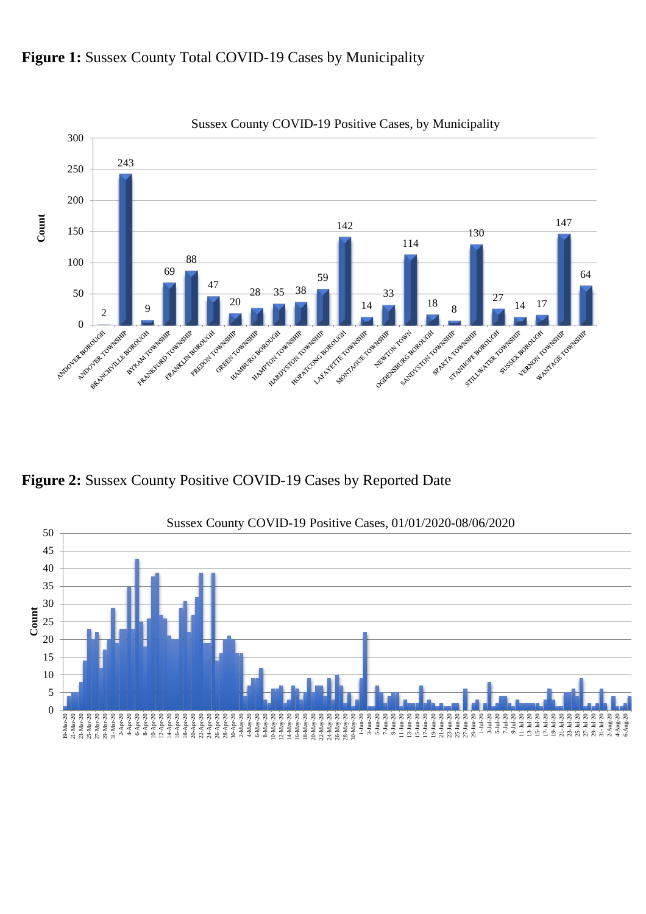**Figure 1:** Sussex County Total COVID-19 Cases by Municipality

Sussex County COVID-19 Positive Cases, by Municipality

| Municipality | Count |
|---|---|
| ANDOVER BOROUGH | 2 |
| ANDOVER TOWNSHIP | 243 |
| BRANCHVILLE BOROUGH | 9 |
| BYRAM TOWNSHIP | 69 |
| FRANKFORD TOWNSHIP | 88 |
| FRANKLIN BOROUGH | 47 |
| FREDON TOWNSHIP | 20 |
| GREEN TOWNSHIP | 28 |
| HAMBURG BOROUGH | 35 |
| HAMPTON TOWNSHIP | 38 |
| HARDYSTON TOWNSHIP | 59 |
| HOPATCONG BOROUGH | 142 |
| LAFAYETTE TOWNSHIP | 14 |
| MONTAGUE TOWNSHIP | 33 |
| NEWTON TOWN | 114 |
| OGDENSBURG BOROUGH | 18 |
| SANDYSTON TOWNSHIP | 8 |
| SPARTA TOWNSHIP | 130 |
| STANHOPE BOROUGH | 27 |
| STILLWATER TOWNSHIP | 14 |
| SUSSEX BOROUGH | 17 |
| VERNON TOWNSHIP | 147 |
| WANTAGE TOWNSHIP | 64 |

**Figure 2:** Sussex County Positive COVID-19 Cases by Reported Date

Sussex County COVID-19 Positive Cases, 01/01/2020-08/06/2020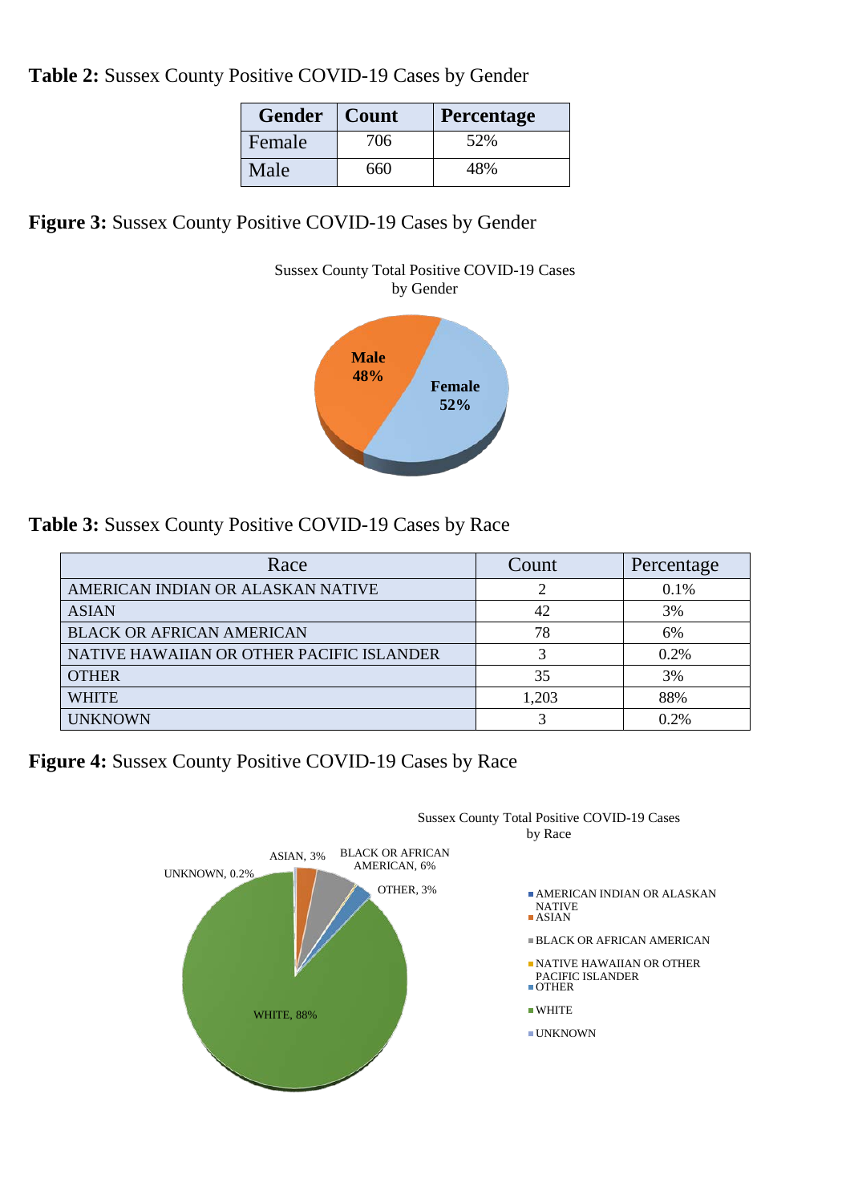**Table 2:** Sussex County Positive COVID-19 Cases by Gender

| Gender | Count | Percentage |
|---|---|---|
| Female | 706 | 52% |
| Male | 660 | 48% |

**Figure 3:** Sussex County Positive COVID-19 Cases by Gender

Sussex County Total Positive COVID-19 Cases by Gender

Male 48%

Female 52%

**Table 3:** Sussex County Positive COVID-19 Cases by Race

| Race | Count | Percentage |
|---|---|---|
| AMERICAN INDIAN OR ALASKAN NATIVE | 2 | 0.1% |
| ASIAN | 42 | 3% |
| BLACK OR AFRICAN AMERICAN | 78 | 6% |
| NATIVE HAWAIIAN OR OTHER PACIFIC ISLANDER | 3 | 0.2% |
| OTHER | 35 | 3% |
| WHITE | 1,203 | 88% |
| UNKNOWN | 3 | 0.2% |

**Figure 4:** Sussex County Positive COVID-19 Cases by Race

Sussex County Total Positive COVID-19 Cases by Race

UNKNOWN, 0.2%
ASIAN, 3%
BLACK OR AFRICAN AMERICAN, 6%
OTHER, 3%
WHITE, 88%

- AMERICAN INDIAN OR ALASKAN NATIVE
- ASIAN
- BLACK OR AFRICAN AMERICAN
- NATIVE HAWAIIAN OR OTHER PACIFIC ISLANDER
- OTHER
- WHITE
- UNKNOWN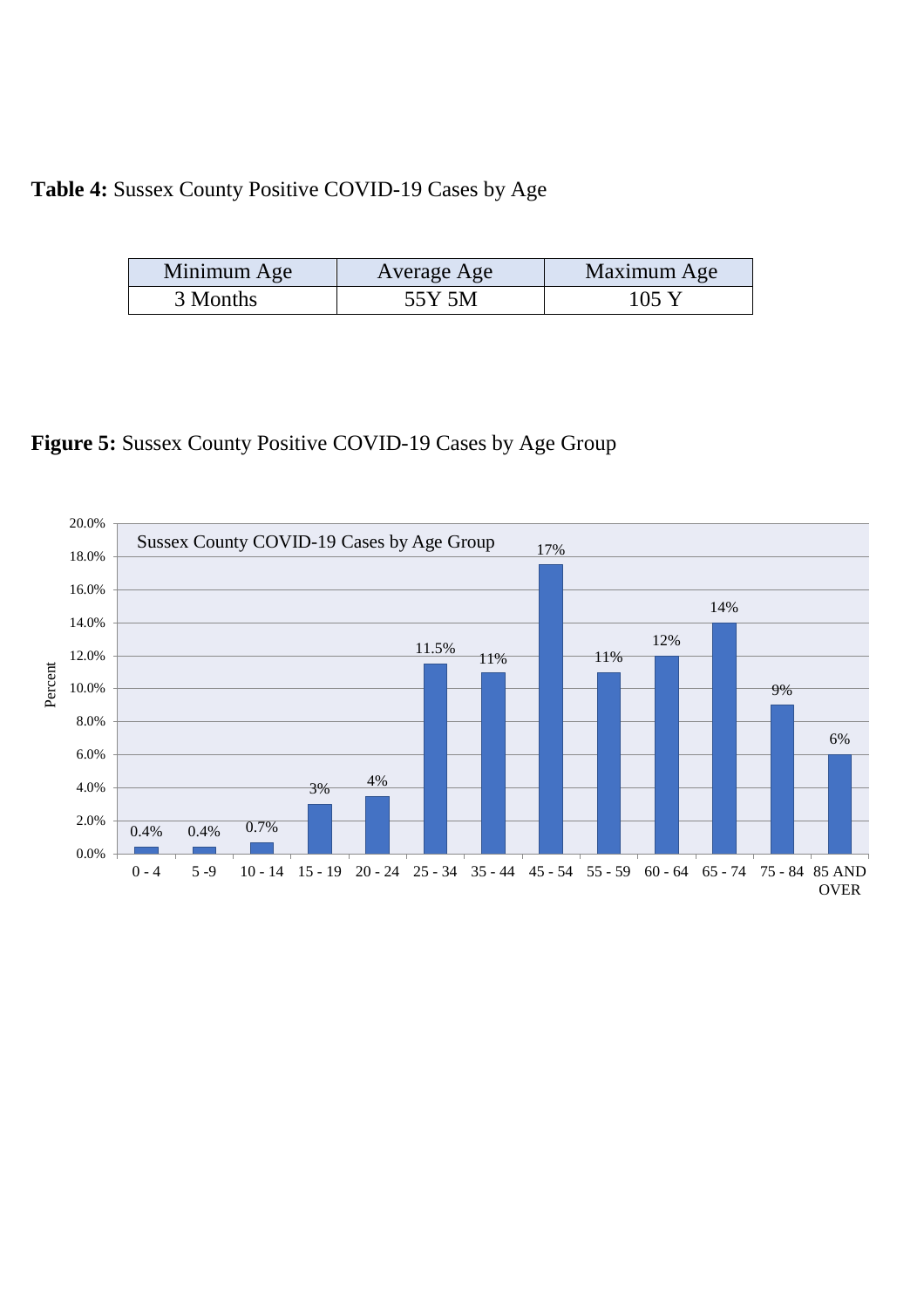**Table 4:** Sussex County Positive COVID-19 Cases by Age

| Minimum Age | Average Age | Maximum Age |
| --- | --- | --- |
| 3 Months | 55Y 5M | 105 Y |

**Figure 5:** Sussex County Positive COVID-19 Cases by Age Group

Sussex County COVID-19 Cases by Age Group

| Age Group | Percent |
| --- | --- |
| 0 - 4 | 0.4% |
| 5 -9 | 0.4% |
| 10 - 14 | 0.7% |
| 15 - 19 | 3% |
| 20 - 24 | 4% |
| 25 - 34 | 11.5% |
| 35 - 44 | 11% |
| 45 - 54 | 17% |
| 55 - 59 | 11% |
| 60 - 64 | 12% |
| 65 - 74 | 14% |
| 75 - 84 | 9% |
| 85 AND OVER | 6% |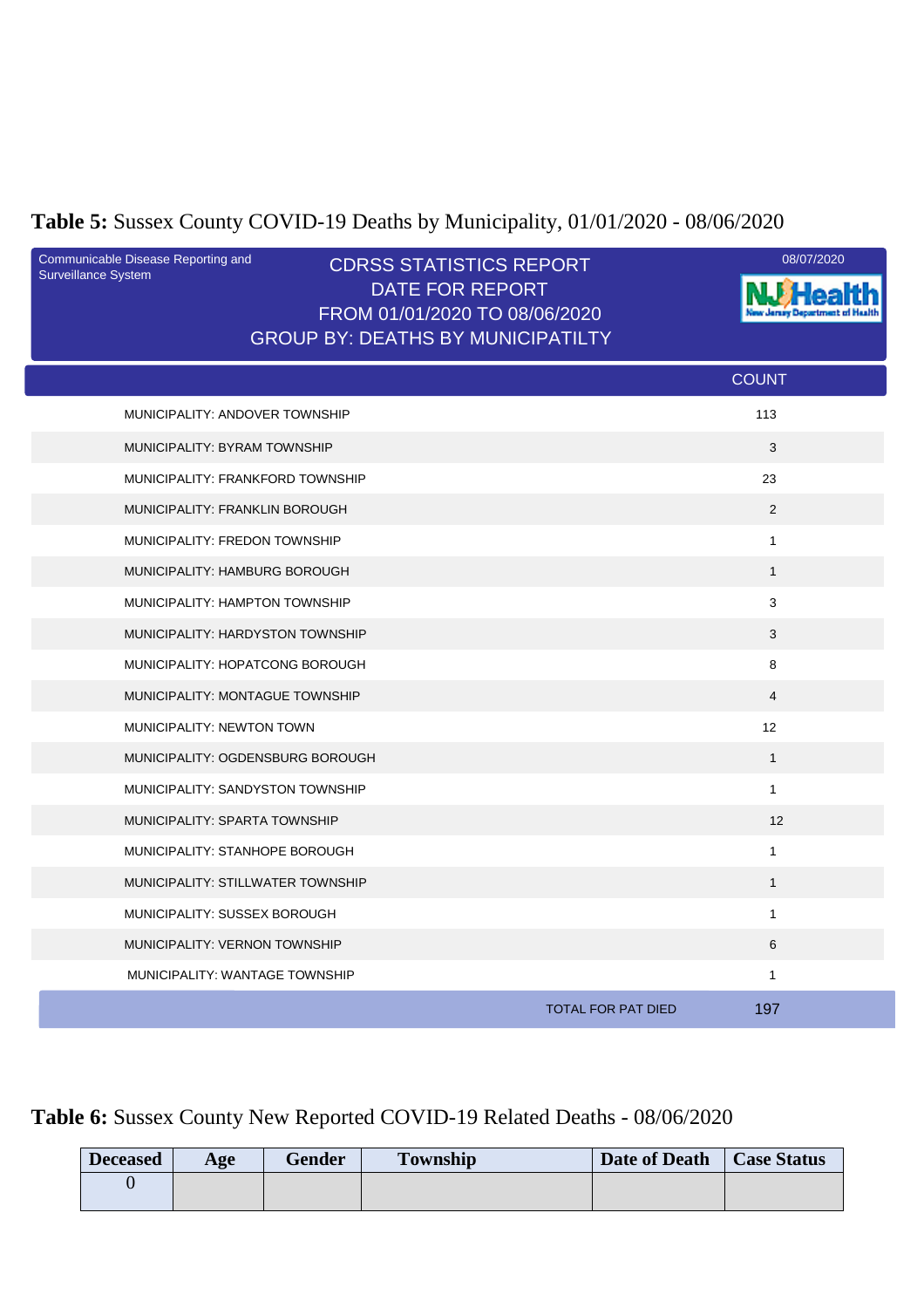**Table 5:** Sussex County COVID-19 Deaths by Municipality, 01/01/2020 - 08/06/2020

Communicable Disease Reporting and Surveillance System

CDRSS STATISTICS REPORT
DATE FOR REPORT
FROM 01/01/2020 TO 08/06/2020
GROUP BY: DEATHS BY MUNICIPATILTY

08/07/2020

NJ Health
New Jersey Department of Health

| | COUNT |
|---|---|
| MUNICIPALITY: ANDOVER TOWNSHIP | 113 |
| MUNICIPALITY: BYRAM TOWNSHIP | 3 |
| MUNICIPALITY: FRANKFORD TOWNSHIP | 23 |
| MUNICIPALITY: FRANKLIN BOROUGH | 2 |
| MUNICIPALITY: FREDON TOWNSHIP | 1 |
| MUNICIPALITY: HAMBURG BOROUGH | 1 |
| MUNICIPALITY: HAMPTON TOWNSHIP | 3 |
| MUNICIPALITY: HARDYSTON TOWNSHIP | 3 |
| MUNICIPALITY: HOPATCONG BOROUGH | 8 |
| MUNICIPALITY: MONTAGUE TOWNSHIP | 4 |
| MUNICIPALITY: NEWTON TOWN | 12 |
| MUNICIPALITY: OGDENSBURG BOROUGH | 1 |
| MUNICIPALITY: SANDYSTON TOWNSHIP | 1 |
| MUNICIPALITY: SPARTA TOWNSHIP | 12 |
| MUNICIPALITY: STANHOPE BOROUGH | 1 |
| MUNICIPALITY: STILLWATER TOWNSHIP | 1 |
| MUNICIPALITY: SUSSEX BOROUGH | 1 |
| MUNICIPALITY: VERNON TOWNSHIP | 6 |
| MUNICIPALITY: WANTAGE TOWNSHIP | 1 |
| TOTAL FOR PAT DIED | 197 |

**Table 6:** Sussex County New Reported COVID-19 Related Deaths - 08/06/2020

| Deceased | Age | Gender | Township | Date of Death | Case Status |
|---|---|---|---|---|---|
| 0 | | | | | |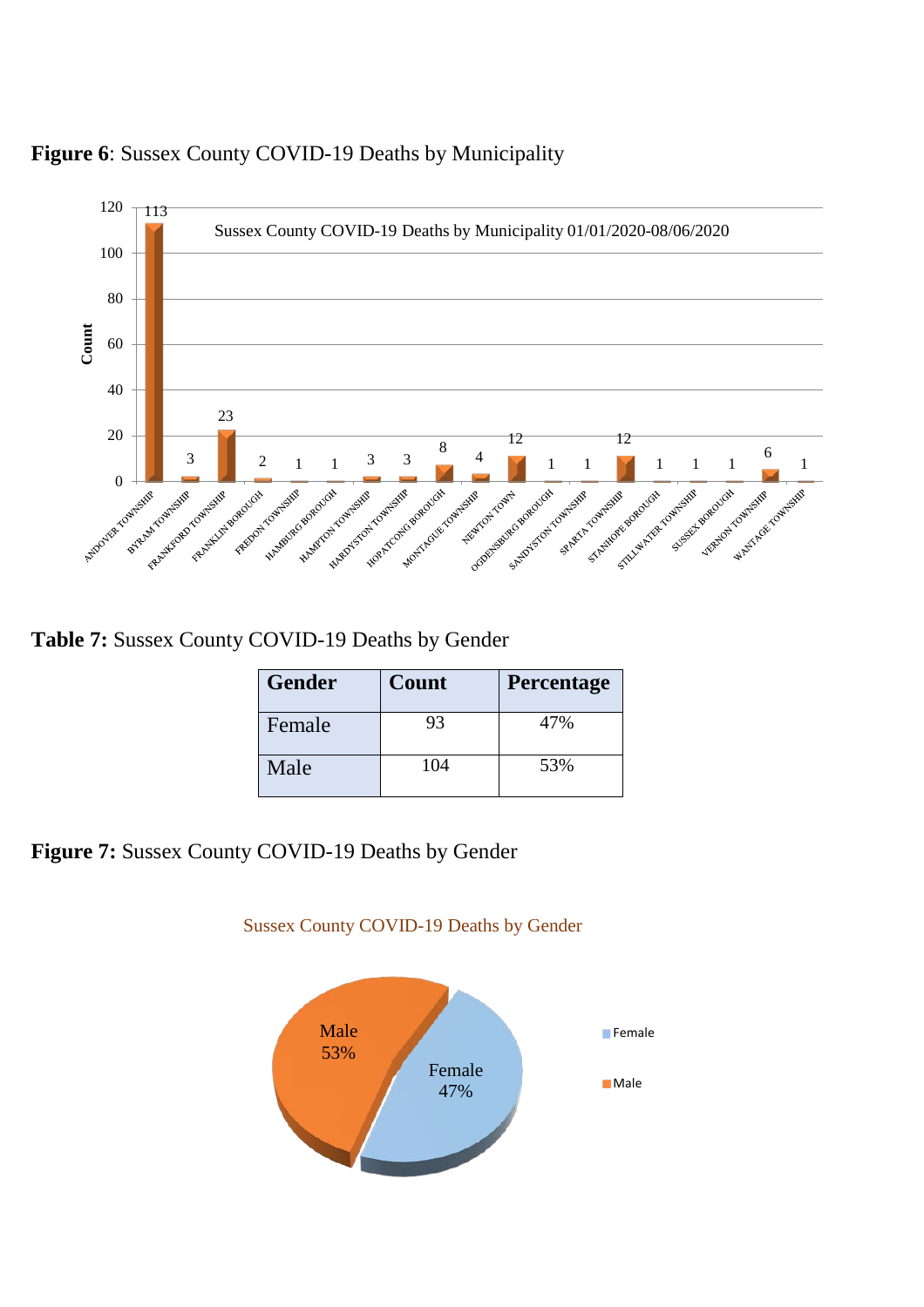**Figure 6**: Sussex County COVID-19 Deaths by Municipality

**Table 7:** Sussex County COVID-19 Deaths by Gender

| Gender | Count | Percentage |
|---|---|---|
| Female | 93 | 47% |
| Male | 104 | 53% |

**Figure 7:** Sussex County COVID-19 Deaths by Gender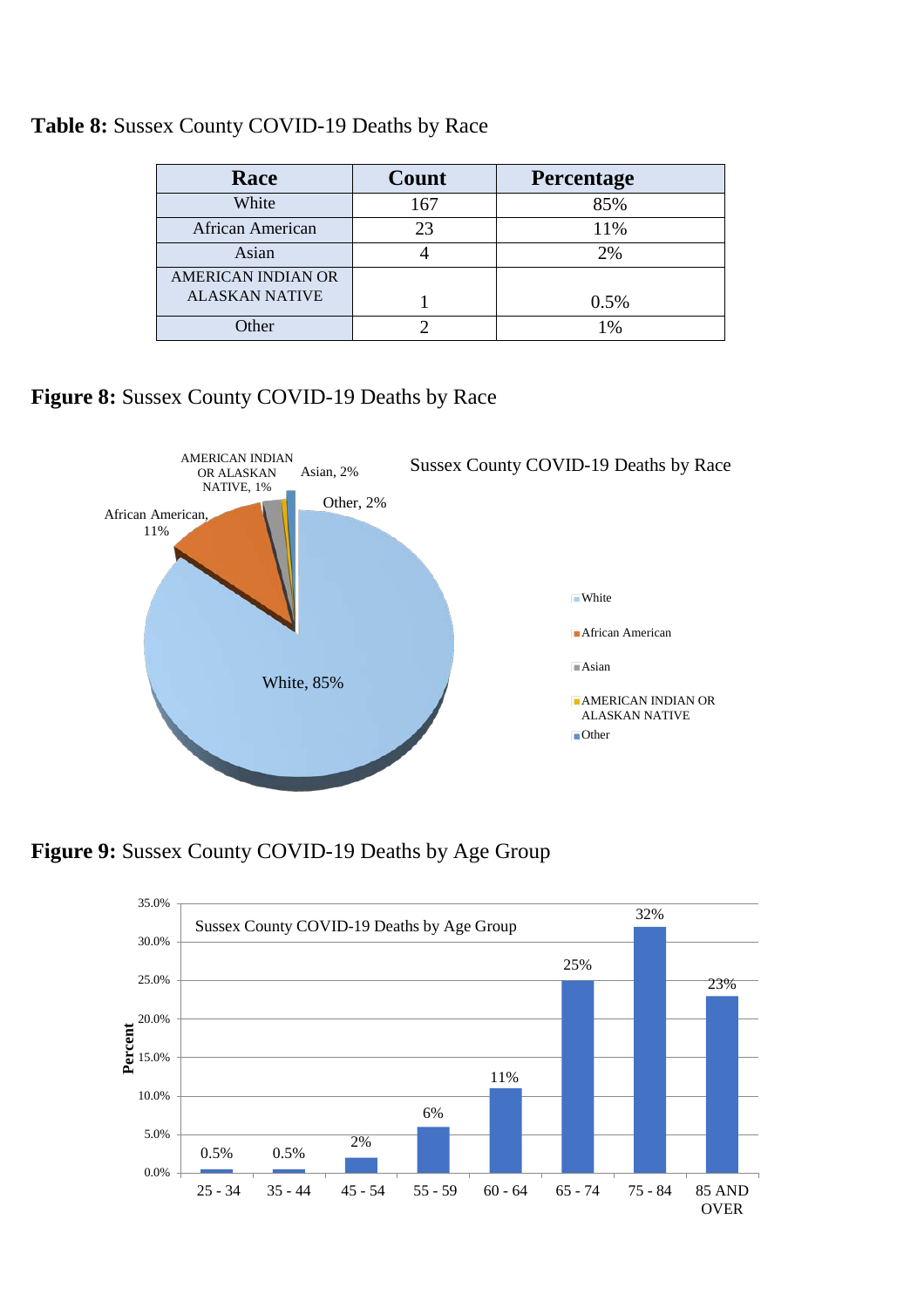**Table 8:** Sussex County COVID-19 Deaths by Race

| Race | Count | Percentage |
|---|---|---|
| White | 167 | 85% |
| African American | 23 | 11% |
| Asian | 4 | 2% |
| AMERICAN INDIAN OR ALASKAN NATIVE | 1 | 0.5% |
| Other | 2 | 1% |

**Figure 8:** Sussex County COVID-19 Deaths by Race

Sussex County COVID-19 Deaths by Race

White, 85%
African American, 11%
Asian, 2%
AMERICAN INDIAN OR ALASKAN NATIVE, 1%
Other, 2%

**Figure 9:** Sussex County COVID-19 Deaths by Age Group

Sussex County COVID-19 Deaths by Age Group

| Age Group | Percent |
|---|---|
| 25 - 34 | 0.5% |
| 35 - 44 | 0.5% |
| 45 - 54 | 2% |
| 55 - 59 | 6% |
| 60 - 64 | 11% |
| 65 - 74 | 25% |
| 75 - 84 | 32% |
| 85 AND OVER | 23% |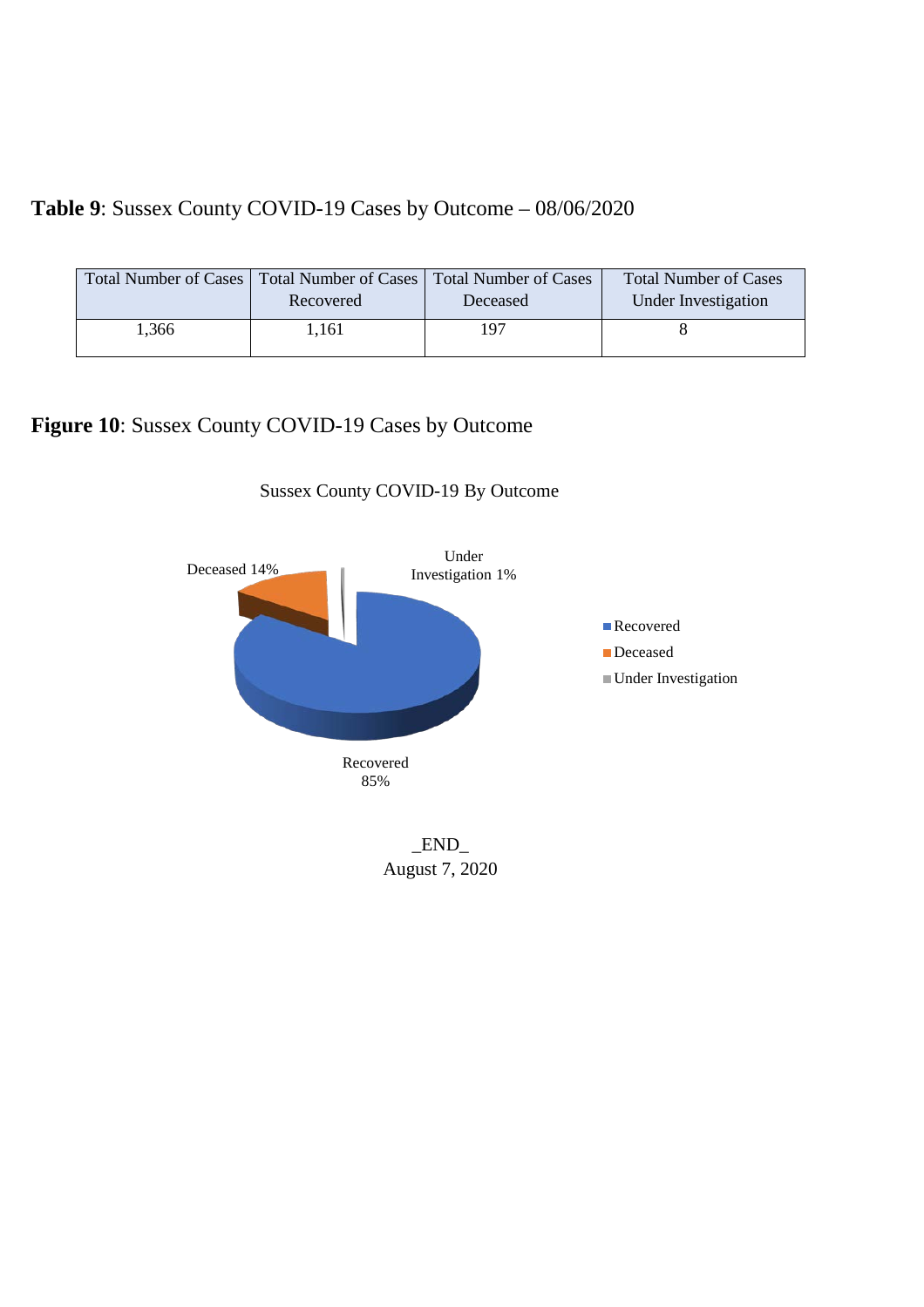**Table 9**: Sussex County COVID-19 Cases by Outcome – 08/06/2020

| Total Number of Cases | Total Number of Cases Recovered | Total Number of Cases Deceased | Total Number of Cases Under Investigation |
|---|---|---|---|
| 1,366 | 1,161 | 197 | 8 |

**Figure 10**: Sussex County COVID-19 Cases by Outcome

Sussex County COVID-19 By Outcome

Deceased 14%

Under Investigation 1%

Recovered 85%

Recovered

Deceased

Under Investigation

_END_

August 7, 2020